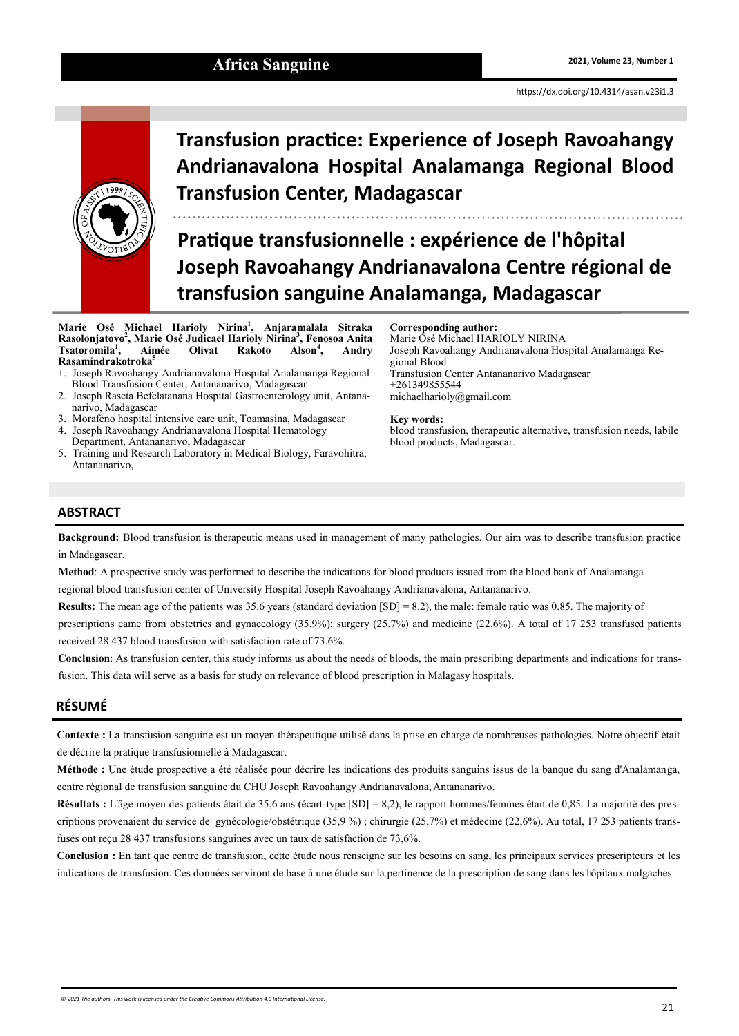# Transfusion practice: Experience of Joseph Ravoahangy Andrianavalona Hospital Analamanga Regional Blood Transfusion Center, Madagascar

# Pratique transfusionnelle : expérience de l'hôpital Joseph Ravoahangy Andrianavalona Centre régional de transfusion sanguine Analamanga, Madagascar

**Marie Osé Michael Harioly Nirina[1], Anjaramalala Sitraka Rasolonjatovo[2], Marie Osé Judicael Harioly Nirina[3], Fenosoa Anita Tsatoromila[1], Aimée Olivat Rakoto Alson[4], Andry Rasamindrakotroka[5]**

1. Joseph Ravoahangy Andrianavalona Hospital Analamanga Regional Blood Transfusion Center, Antananarivo, Madagascar
2. Joseph Raseta Befelatanana Hospital Gastroenterology unit, Antananarivo, Madagascar
3. Morafeno hospital intensive care unit, Toamasina, Madagascar
4. Joseph Ravoahangy Andrianavalona Hospital Hematology Department, Antananarivo, Madagascar
5. Training and Research Laboratory in Medical Biology, Faravohitra, Antananarivo,

**Corresponding author:**
Marie Osé Michael HARIOLY NIRINA
Joseph Ravoahangy Andrianavalona Hospital Analamanga Regional Blood
Transfusion Center Antananarivo Madagascar
+261349855544
michaelharioly@gmail.com

**Key words:**
blood transfusion, therapeutic alternative, transfusion needs, labile blood products, Madagascar.

## ABSTRACT

**Background:** Blood transfusion is therapeutic means used in management of many pathologies. Our aim was to describe transfusion practice in Madagascar.

**Method**: A prospective study was performed to describe the indications for blood products issued from the blood bank of Analamanga regional blood transfusion center of University Hospital Joseph Ravoahangy Andrianavalona, Antananarivo.

**Results:** The mean age of the patients was 35.6 years (standard deviation [SD] = 8.2), the male: female ratio was 0.85. The majority of prescriptions came from obstetrics and gynaecology (35.9%); surgery (25.7%) and medicine (22.6%). A total of 17 253 transfused patients received 28 437 blood transfusion with satisfaction rate of 73.6%.

**Conclusion**: As transfusion center, this study informs us about the needs of bloods, the main prescribing departments and indications for transfusion. This data will serve as a basis for study on relevance of blood prescription in Malagasy hospitals.

## RÉSUMÉ

**Contexte :** La transfusion sanguine est un moyen thérapeutique utilisé dans la prise en charge de nombreuses pathologies. Notre objectif était de décrire la pratique transfusionnelle à Madagascar.

**Méthode :** Une étude prospective a été réalisée pour décrire les indications des produits sanguins issus de la banque du sang d'Analamanga, centre régional de transfusion sanguine du CHU Joseph Ravoahangy Andrianavalona, Antananarivo.

**Résultats :** L'âge moyen des patients était de 35,6 ans (écart-type [SD] = 8,2), le rapport hommes/femmes était de 0,85. La majorité des prescriptions provenaient du service de gynécologie/obstétrique (35,9 %) ; chirurgie (25,7%) et médecine (22,6%). Au total, 17 253 patients transfusés ont reçu 28 437 transfusions sanguines avec un taux de satisfaction de 73,6%.

**Conclusion :** En tant que centre de transfusion, cette étude nous renseigne sur les besoins en sang, les principaux services prescripteurs et les indications de transfusion. Ces données serviront de base à une étude sur la pertinence de la prescription de sang dans les hôpitaux malgaches.

© 2021 The authors. This work is licensed under the Creative Commons Attribution 4.0 International License.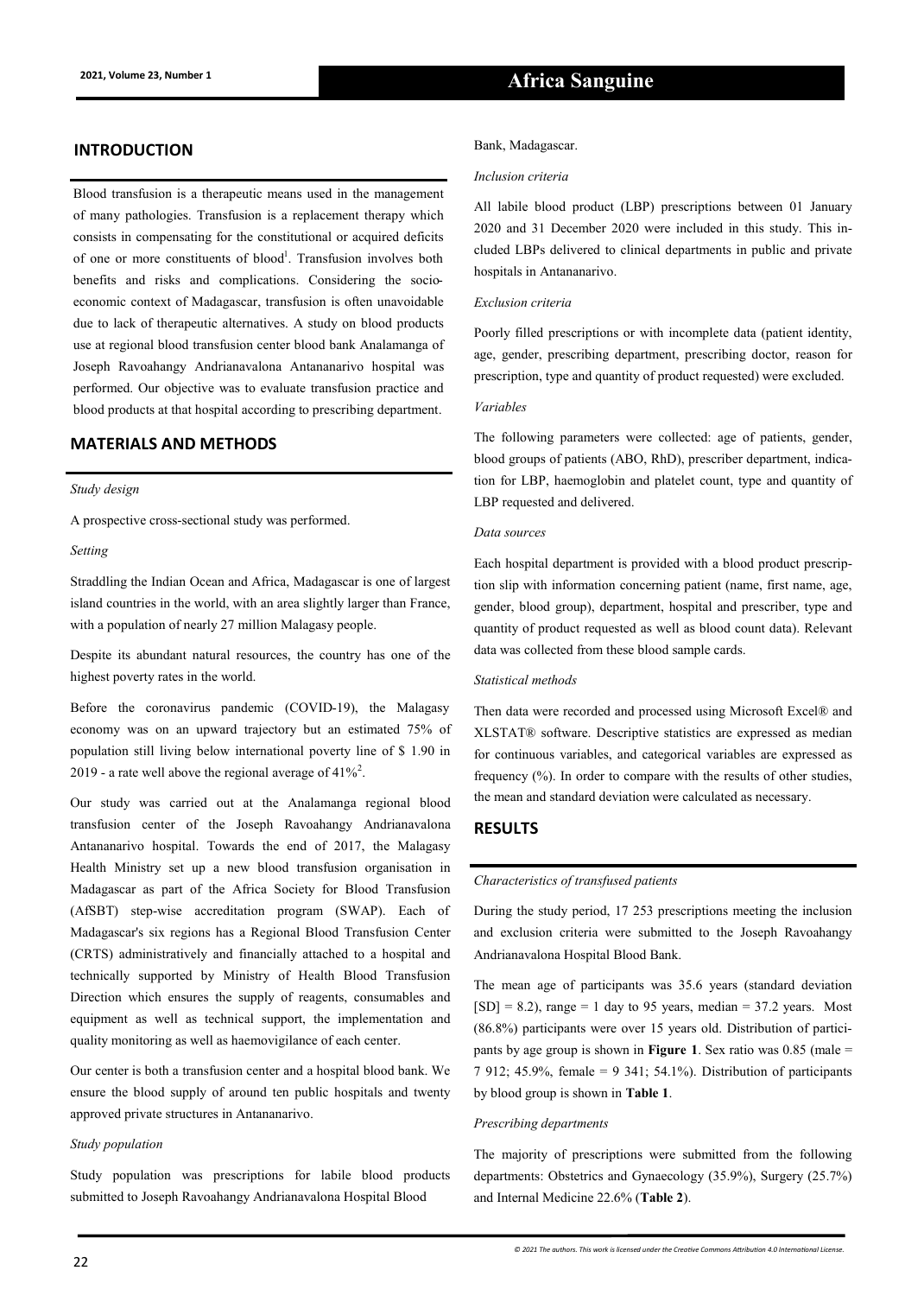## INTRODUCTION

Blood transfusion is a therapeutic means used in the management of many pathologies. Transfusion is a replacement therapy which consists in compensating for the constitutional or acquired deficits of one or more constituents of blood[1]. Transfusion involves both benefits and risks and complications. Considering the socio-economic context of Madagascar, transfusion is often unavoidable due to lack of therapeutic alternatives. A study on blood products use at regional blood transfusion center blood bank Analamanga of Joseph Ravoahangy Andrianavalona Antananarivo hospital was performed. Our objective was to evaluate transfusion practice and blood products at that hospital according to prescribing department.

## MATERIALS AND METHODS

*Study design*

A prospective cross-sectional study was performed.

*Setting*

Straddling the Indian Ocean and Africa, Madagascar is one of largest island countries in the world, with an area slightly larger than France, with a population of nearly 27 million Malagasy people.

Despite its abundant natural resources, the country has one of the highest poverty rates in the world.

Before the coronavirus pandemic (COVID-19), the Malagasy economy was on an upward trajectory but an estimated 75% of population still living below international poverty line of $ 1.90 in 2019 - a rate well above the regional average of 41%[2].

Our study was carried out at the Analamanga regional blood transfusion center of the Joseph Ravoahangy Andrianavalona Antananarivo hospital. Towards the end of 2017, the Malagasy Health Ministry set up a new blood transfusion organisation in Madagascar as part of the Africa Society for Blood Transfusion (AfSBT) step-wise accreditation program (SWAP). Each of Madagascar's six regions has a Regional Blood Transfusion Center (CRTS) administratively and financially attached to a hospital and technically supported by Ministry of Health Blood Transfusion Direction which ensures the supply of reagents, consumables and equipment as well as technical support, the implementation and quality monitoring as well as haemovigilance of each center.

Our center is both a transfusion center and a hospital blood bank. We ensure the blood supply of around ten public hospitals and twenty approved private structures in Antananarivo.

*Study population*

Study population was prescriptions for labile blood products submitted to Joseph Ravoahangy Andrianavalona Hospital Blood Bank, Madagascar.

*Inclusion criteria*

All labile blood product (LBP) prescriptions between 01 January 2020 and 31 December 2020 were included in this study. This included LBPs delivered to clinical departments in public and private hospitals in Antananarivo.

*Exclusion criteria*

Poorly filled prescriptions or with incomplete data (patient identity, age, gender, prescribing department, prescribing doctor, reason for prescription, type and quantity of product requested) were excluded.

*Variables*

The following parameters were collected: age of patients, gender, blood groups of patients (ABO, RhD), prescriber department, indication for LBP, haemoglobin and platelet count, type and quantity of LBP requested and delivered.

*Data sources*

Each hospital department is provided with a blood product prescription slip with information concerning patient (name, first name, age, gender, blood group), department, hospital and prescriber, type and quantity of product requested as well as blood count data). Relevant data was collected from these blood sample cards.

*Statistical methods*

Then data were recorded and processed using Microsoft Excel® and XLSTAT® software. Descriptive statistics are expressed as median for continuous variables, and categorical variables are expressed as frequency (%). In order to compare with the results of other studies, the mean and standard deviation were calculated as necessary.

## RESULTS

*Characteristics of transfused patients*

During the study period, 17 253 prescriptions meeting the inclusion and exclusion criteria were submitted to the Joseph Ravoahangy Andrianavalona Hospital Blood Bank.

The mean age of participants was 35.6 years (standard deviation [SD] = 8.2), range = 1 day to 95 years, median = 37.2 years. Most (86.8%) participants were over 15 years old. Distribution of participants by age group is shown in **Figure 1**. Sex ratio was 0.85 (male = 7 912; 45.9%, female = 9 341; 54.1%). Distribution of participants by blood group is shown in **Table 1**.

*Prescribing departments*

The majority of prescriptions were submitted from the following departments: Obstetrics and Gynaecology (35.9%), Surgery (25.7%) and Internal Medicine 22.6% (**Table 2**).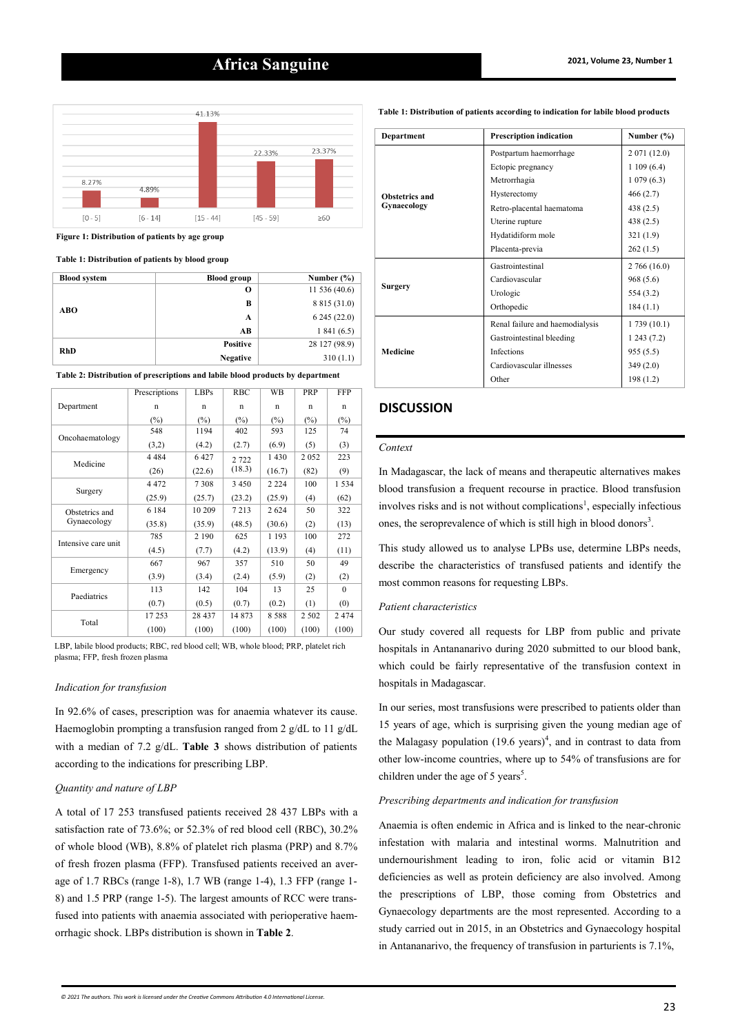Figure 1: Distribution of patients by age group

**Table 1: Distribution of patients by blood group**

| Blood system | Blood group | Number (%) |
|---|---|---|
| ABO | O | 11 536 (40.6) |
| | B | 8 815 (31.0) |
| | A | 6 245 (22.0) |
| | AB | 1 841 (6.5) |
| RhD | Positive | 28 127 (98.9) |
| | Negative | 310 (1.1) |

**Table 2: Distribution of prescriptions and labile blood products by department**

| Department | Prescriptions n (%) | LBPs n (%) | RBC n (%) | WB n (%) | PRP n (%) | FFP n (%) |
|---|---|---|---|---|---|---|
| Oncohaematology | 548 (3,2) | 1194 (4.2) | 402 (2.7) | 593 (6.9) | 125 (5) | 74 (3) |
| Medicine | 4 484 (26) | 6 427 (22.6) | 2 722 (18.3) | 1 430 (16.7) | 2 052 (82) | 223 (9) |
| Surgery | 4 472 (25.9) | 7 308 (25.7) | 3 450 (23.2) | 2 224 (25.9) | 100 (4) | 1 534 (62) |
| Obstetrics and Gynaecology | 6 184 (35.8) | 10 209 (35.9) | 7 213 (48.5) | 2 624 (30.6) | 50 (2) | 322 (13) |
| Intensive care unit | 785 (4.5) | 2 190 (7.7) | 625 (4.2) | 1 193 (13.9) | 100 (4) | 272 (11) |
| Emergency | 667 (3.9) | 967 (3.4) | 357 (2.4) | 510 (5.9) | 50 (2) | 49 (2) |
| Paediatrics | 113 (0.7) | 142 (0.5) | 104 (0.7) | 13 (0.2) | 25 (1) | 0 (0) |
| Total | 17 253 (100) | 28 437 (100) | 14 873 (100) | 8 588 (100) | 2 502 (100) | 2 474 (100) |

LBP, labile blood products; RBC, red blood cell; WB, whole blood; PRP, platelet rich plasma; FFP, fresh frozen plasma

*Indication for transfusion*

In 92.6% of cases, prescription was for anaemia whatever its cause. Haemoglobin prompting a transfusion ranged from 2 g/dL to 11 g/dL with a median of 7.2 g/dL. **Table 3** shows distribution of patients according to the indications for prescribing LBP.

*Quantity and nature of LBP*

A total of 17 253 transfused patients received 28 437 LBPs with a satisfaction rate of 73.6%; or 52.3% of red blood cell (RBC), 30.2% of whole blood (WB), 8.8% of platelet rich plasma (PRP) and 8.7% of fresh frozen plasma (FFP). Transfused patients received an average of 1.7 RBCs (range 1-8), 1.7 WB (range 1-4), 1.3 FFP (range 1-8) and 1.5 PRP (range 1-5). The largest amounts of RCC were transfused into patients with anaemia associated with perioperative haemorrhagic shock. LBPs distribution is shown in **Table 2**.

**Table 1: Distribution of patients according to indication for labile blood products**

| Department | Prescription indication | Number (%) |
|---|---|---|
| Obstetrics and Gynaecology | Postpartum haemorrhage | 2 071 (12.0) |
| | Ectopic pregnancy | 1 109 (6.4) |
| | Metrorrhagia | 1 079 (6.3) |
| | Hysterectomy | 466 (2.7) |
| | Retro-placental haematoma | 438 (2.5) |
| | Uterine rupture | 438 (2.5) |
| | Hydatidiform mole | 321 (1.9) |
| | Placenta-previa | 262 (1.5) |
| Surgery | Gastrointestinal | 2 766 (16.0) |
| | Cardiovascular | 968 (5.6) |
| | Urologic | 554 (3.2) |
| | Orthopedic | 184 (1.1) |
| Medicine | Renal failure and haemodialysis | 1 739 (10.1) |
| | Gastrointestinal bleeding | 1 243 (7.2) |
| | Infections | 955 (5.5) |
| | Cardiovascular illnesses | 349 (2.0) |
| | Other | 198 (1.2) |

## DISCUSSION

*Context*

In Madagascar, the lack of means and therapeutic alternatives makes blood transfusion a frequent recourse in practice. Blood transfusion involves risks and is not without complications[1], especially infectious ones, the seroprevalence of which is still high in blood donors[3].

This study allowed us to analyse LPBs use, determine LBPs needs, describe the characteristics of transfused patients and identify the most common reasons for requesting LBPs.

*Patient characteristics*

Our study covered all requests for LBP from public and private hospitals in Antananarivo during 2020 submitted to our blood bank, which could be fairly representative of the transfusion context in hospitals in Madagascar.

In our series, most transfusions were prescribed to patients older than 15 years of age, which is surprising given the young median age of the Malagasy population (19.6 years)[4], and in contrast to data from other low-income countries, where up to 54% of transfusions are for children under the age of 5 years[5].

*Prescribing departments and indication for transfusion*

Anaemia is often endemic in Africa and is linked to the near-chronic infestation with malaria and intestinal worms. Malnutrition and undernourishment leading to iron, folic acid or vitamin B12 deficiencies as well as protein deficiency are also involved. Among the prescriptions of LBP, those coming from Obstetrics and Gynaecology departments are the most represented. According to a study carried out in 2015, in an Obstetrics and Gynaecology hospital in Antananarivo, the frequency of transfusion in parturients is 7.1%,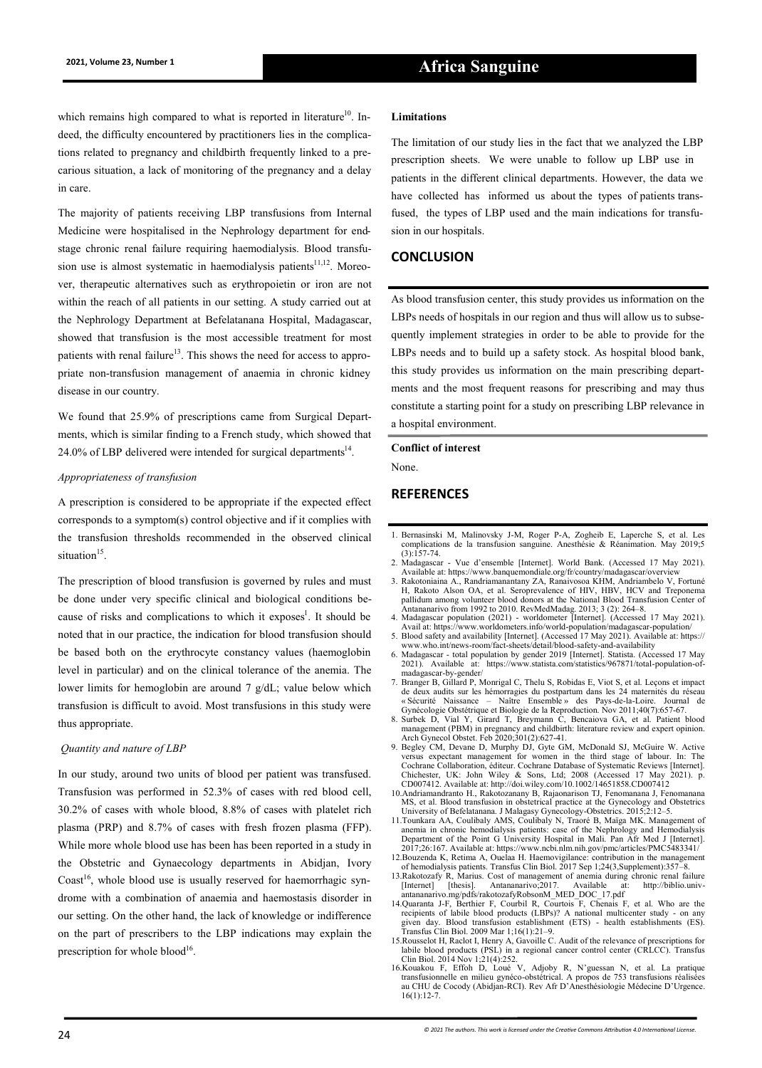which remains high compared to what is reported in literature[10]. Indeed, the difficulty encountered by practitioners lies in the complications related to pregnancy and childbirth frequently linked to a precarious situation, a lack of monitoring of the pregnancy and a delay in care.

The majority of patients receiving LBP transfusions from Internal Medicine were hospitalised in the Nephrology department for end-stage chronic renal failure requiring haemodialysis. Blood transfusion use is almost systematic in haemodialysis patients[11,12]. Moreover, therapeutic alternatives such as erythropoietin or iron are not within the reach of all patients in our setting. A study carried out at the Nephrology Department at Befelatanana Hospital, Madagascar, showed that transfusion is the most accessible treatment for most patients with renal failure[13]. This shows the need for access to appropriate non-transfusion management of anaemia in chronic kidney disease in our country.

We found that 25.9% of prescriptions came from Surgical Departments, which is similar finding to a French study, which showed that 24.0% of LBP delivered were intended for surgical departments[14].

*Appropriateness of transfusion*

A prescription is considered to be appropriate if the expected effect corresponds to a symptom(s) control objective and if it complies with the transfusion thresholds recommended in the observed clinical situation[15].

The prescription of blood transfusion is governed by rules and must be done under very specific clinical and biological conditions because of risks and complications to which it exposes[1]. It should be noted that in our practice, the indication for blood transfusion should be based both on the erythrocyte constancy values (haemoglobin level in particular) and on the clinical tolerance of the anemia. The lower limits for hemoglobin are around 7 g/dL; value below which transfusion is difficult to avoid. Most transfusions in this study were thus appropriate.

*Quantity and nature of LBP*

In our study, around two units of blood per patient was transfused. Transfusion was performed in 52.3% of cases with red blood cell, 30.2% of cases with whole blood, 8.8% of cases with platelet rich plasma (PRP) and 8.7% of cases with fresh frozen plasma (FFP). While more whole blood use has been has been reported in a study in the Obstetric and Gynaecology departments in Abidjan, Ivory Coast[16], whole blood use is usually reserved for haemorrhagic syndrome with a combination of anaemia and haemostasis disorder in our setting. On the other hand, the lack of knowledge or indifference on the part of prescribers to the LBP indications may explain the prescription for whole blood[16].

**Limitations**

The limitation of our study lies in the fact that we analyzed the LBP prescription sheets. We were unable to follow up LBP use in patients in the different clinical departments. However, the data we have collected has informed us about the types of patients transfused, the types of LBP used and the main indications for transfusion in our hospitals.

## CONCLUSION

As blood transfusion center, this study provides us information on the LBPs needs of hospitals in our region and thus will allow us to subsequently implement strategies in order to be able to provide for the LBPs needs and to build up a safety stock. As hospital blood bank, this study provides us information on the main prescribing departments and the most frequent reasons for prescribing and may thus constitute a starting point for a study on prescribing LBP relevance in a hospital environment.

**Conflict of interest**

None.

## REFERENCES

1. Bernasinski M, Malinovsky J-M, Roger P-A, Zogheib E, Laperche S, et al. Les complications de la transfusion sanguine. Anesthésie & Réanimation. May 2019;5 (3):157-74.
2. Madagascar - Vue d'ensemble [Internet]. World Bank. (Accessed 17 May 2021). Available at: https://www.banquemondiale.org/fr/country/madagascar/overview
3. Rakotoniaina A., Randriamanantany ZA, Ranaivosoa KHM, Andriambelo V, Fortuné H, Rakoto Alson OA, et al. Seroprevalence of HIV, HBV, HCV and Treponema pallidum among volunteer blood donors at the National Blood Transfusion Center of Antananarivo from 1992 to 2010. RevMedMadag. 2013; 3 (2): 264–8.
4. Madagascar population (2021) - worldometer [Internet]. (Accessed 17 May 2021). Avail at: https://www.worldometers.info/world-population/madagascar-population/
5. Blood safety and availability [Internet]. (Accessed 17 May 2021). Available at: https://www.who.int/news-room/fact-sheets/detail/blood-safety-and-availability
6. Madagascar - total population by gender 2019 [Internet]. Statista. (Accessed 17 May 2021). Available at: https://www.statista.com/statistics/967871/total-population-of-madagascar-by-gender/
7. Branger B, Gillard P, Monrigal C, Thelu S, Robidas E, Viot S, et al. Leçons et impact de deux audits sur les hémorragies du postpartum dans les 24 maternités du réseau « Sécurité Naissance – Naître Ensemble » des Pays-de-la-Loire. Journal de Gynécologie Obstétrique et Biologie de la Reproduction. Nov 2011;40(7):657-67.
8. Surbek D, Vial Y, Girard T, Breymann C, Bencaiova GA, et al. Patient blood management (PBM) in pregnancy and childbirth: literature review and expert opinion. Arch Gynecol Obstet. Feb 2020;301(2):627-41.
9. Begley CM, Devane D, Murphy DJ, Gyte GM, McDonald SJ, McGuire W. Active versus expectant management for women in the third stage of labour. In: The Cochrane Collaboration, éditeur. Cochrane Database of Systematic Reviews [Internet]. Chichester, UK: John Wiley & Sons, Ltd; 2008 (Accessed 17 May 2021). p. CD007412. Available at: http://doi.wiley.com/10.1002/14651858.CD007412
10. Andriamandranto H., Rakotozanany B, Rajaonarison TJ, Fenomanana J, Fenomanana MS, et al. Blood transfusion in obstetrical practice at the Gynecology and Obstetrics University of Befelatanana. J Malagasy Gynecology-Obstetrics. 2015;2:12–5.
11. Tounkara AA, Coulibaly AMS, Coulibaly N, Traoré B, Maïga MK. Management of anemia in chronic hemodialysis patients: case of the Nephrology and Hemodialysis Department of the Point G University Hospital in Mali. Pan Afr Med J [Internet]. 2017;26:167. Available at: https://www.ncbi.nlm.nih.gov/pmc/articles/PMC5483341/
12. Bouzenda K, Retima A, Ouelaa H. Haemovigilance: contribution in the management of hemodialysis patients. Transfus Clin Biol. 2017 Sep 1;24(3,Supplement):357–8.
13. Rakotozafy R, Marius. Cost of management of anemia during chronic renal failure [Internet] [thesis]. Antananarivo;2017. Available at: http://biblio.univ-antananarivo.mg/pdfs/rakotozafyRobsonM_MED_DOC_17.pdf
14. Quaranta J-F, Berthier F, Courbil R, Courtois F, Chenais F, et al. Who are the recipients of labile blood products (LBPs)? A national multicenter study - on any given day. Blood transfusion establishment (ETS) - health establishments (ES). Transfus Clin Biol. 2009 Mar 1;16(1):21–9.
15. Rousselot H, Raclot I, Henry A, Gavoille C. Audit of the relevance of prescriptions for labile blood products (PSL) in a regional cancer control center (CRLCC). Transfus Clin Biol. 2014 Nov 1;21(4):252.
16. Kouakou F, Effoh D, Loué V, Adjoby R, N'guessan N, et al. La pratique transfusionnelle en milieu gynéco-obstétrical. A propos de 753 transfusions réalisées au CHU de Cocody (Abidjan-RCI). Rev Afr D'Anesthésiologie Médecine D'Urgence. 16(1):12-7.